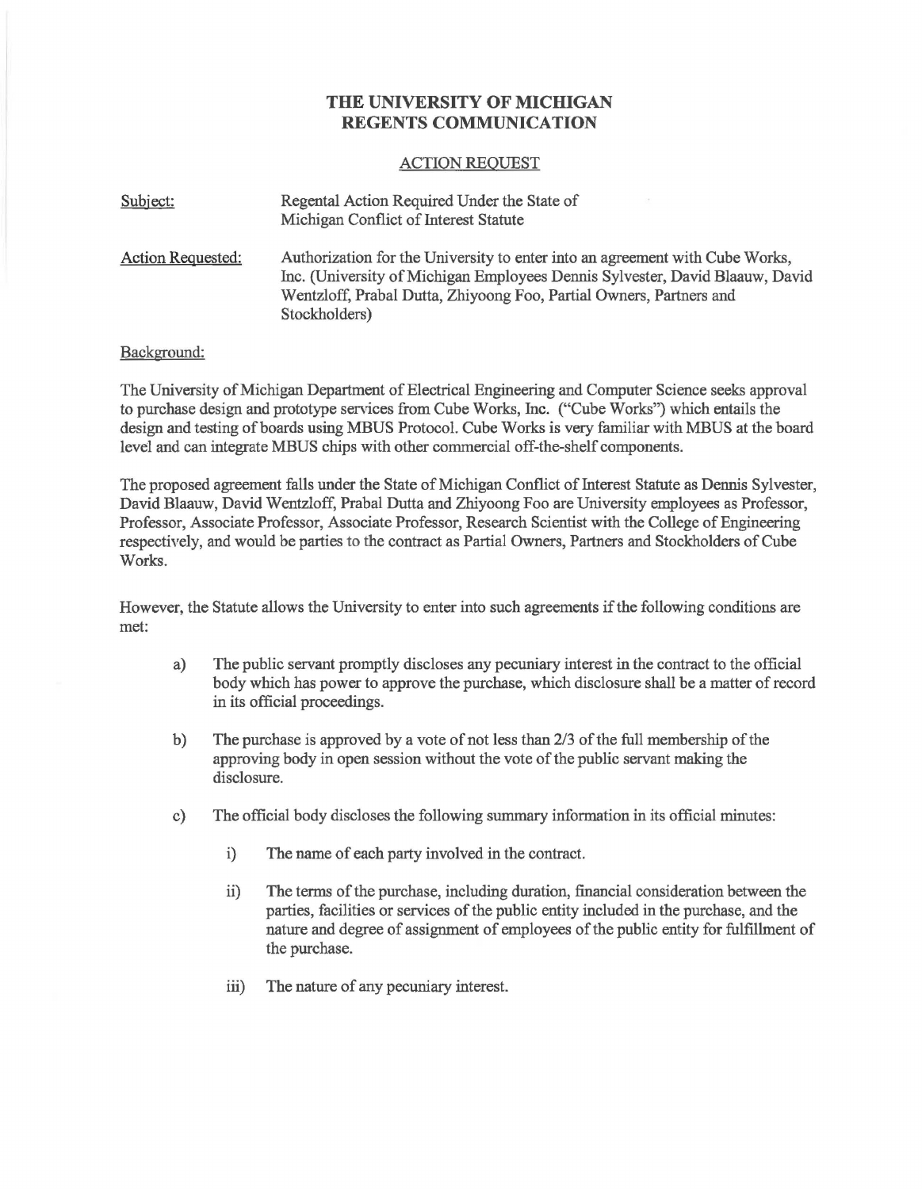# THE UNIVERSITY OF MICHIGAN
# REGENTS COMMUNICATION

ACTION REQUEST

Subject: Regental Action Required Under the State of Michigan Conflict of Interest Statute

Action Requested: Authorization for the University to enter into an agreement with Cube Works, Inc. (University of Michigan Employees Dennis Sylvester, David Blaauw, David Wentzloff, Prabal Dutta, Zhiyoong Foo, Partial Owners, Partners and Stockholders)

Background:

The University of Michigan Department of Electrical Engineering and Computer Science seeks approval to purchase design and prototype services from Cube Works, Inc. ("Cube Works") which entails the design and testing of boards using MBUS Protocol. Cube Works is very familiar with MBUS at the board level and can integrate MBUS chips with other commercial off-the-shelf components.

The proposed agreement falls under the State of Michigan Conflict of Interest Statute as Dennis Sylvester, David Blaauw, David Wentzloff, Prabal Dutta and Zhiyoong Foo are University employees as Professor, Professor, Associate Professor, Associate Professor, Research Scientist with the College of Engineering respectively, and would be parties to the contract as Partial Owners, Partners and Stockholders of Cube Works.

However, the Statute allows the University to enter into such agreements if the following conditions are met:

a) The public servant promptly discloses any pecuniary interest in the contract to the official body which has power to approve the purchase, which disclosure shall be a matter of record in its official proceedings.

b) The purchase is approved by a vote of not less than 2/3 of the full membership of the approving body in open session without the vote of the public servant making the disclosure.

c) The official body discloses the following summary information in its official minutes:

   i) The name of each party involved in the contract.

   ii) The terms of the purchase, including duration, financial consideration between the parties, facilities or services of the public entity included in the purchase, and the nature and degree of assignment of employees of the public entity for fulfillment of the purchase.

   iii) The nature of any pecuniary interest.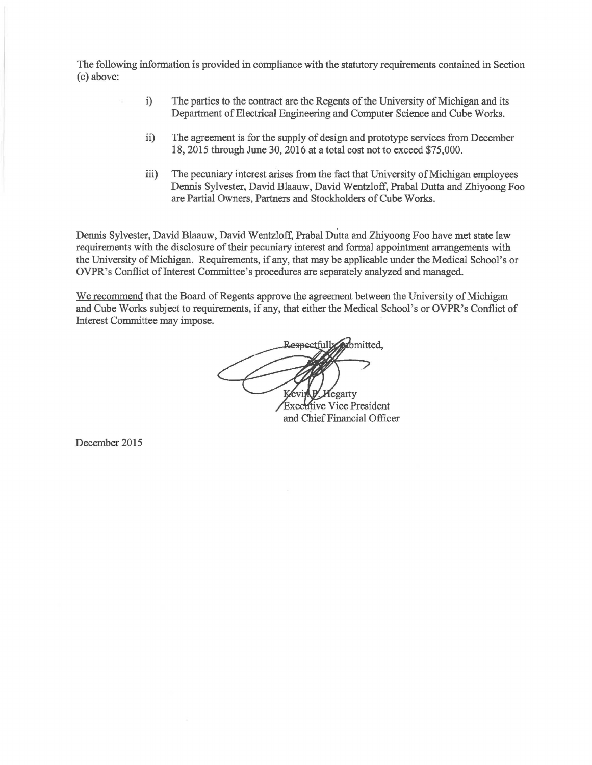The following information is provided in compliance with the statutory requirements contained in Section (c) above:

i) The parties to the contract are the Regents of the University of Michigan and its Department of Electrical Engineering and Computer Science and Cube Works.

ii) The agreement is for the supply of design and prototype services from December 18, 2015 through June 30, 2016 at a total cost not to exceed $75,000.

iii) The pecuniary interest arises from the fact that University of Michigan employees Dennis Sylvester, David Blaauw, David Wentzloff, Prabal Dutta and Zhiyoong Foo are Partial Owners, Partners and Stockholders of Cube Works.

Dennis Sylvester, David Blaauw, David Wentzloff, Prabal Dutta and Zhiyoong Foo have met state law requirements with the disclosure of their pecuniary interest and formal appointment arrangements with the University of Michigan. Requirements, if any, that may be applicable under the Medical School's or OVPR's Conflict of Interest Committee's procedures are separately analyzed and managed.

We recommend that the Board of Regents approve the agreement between the University of Michigan and Cube Works subject to requirements, if any, that either the Medical School's or OVPR's Conflict of Interest Committee may impose.

Respectfully submitted,

Kevin P. Hegarty
Executive Vice President
and Chief Financial Officer

December 2015